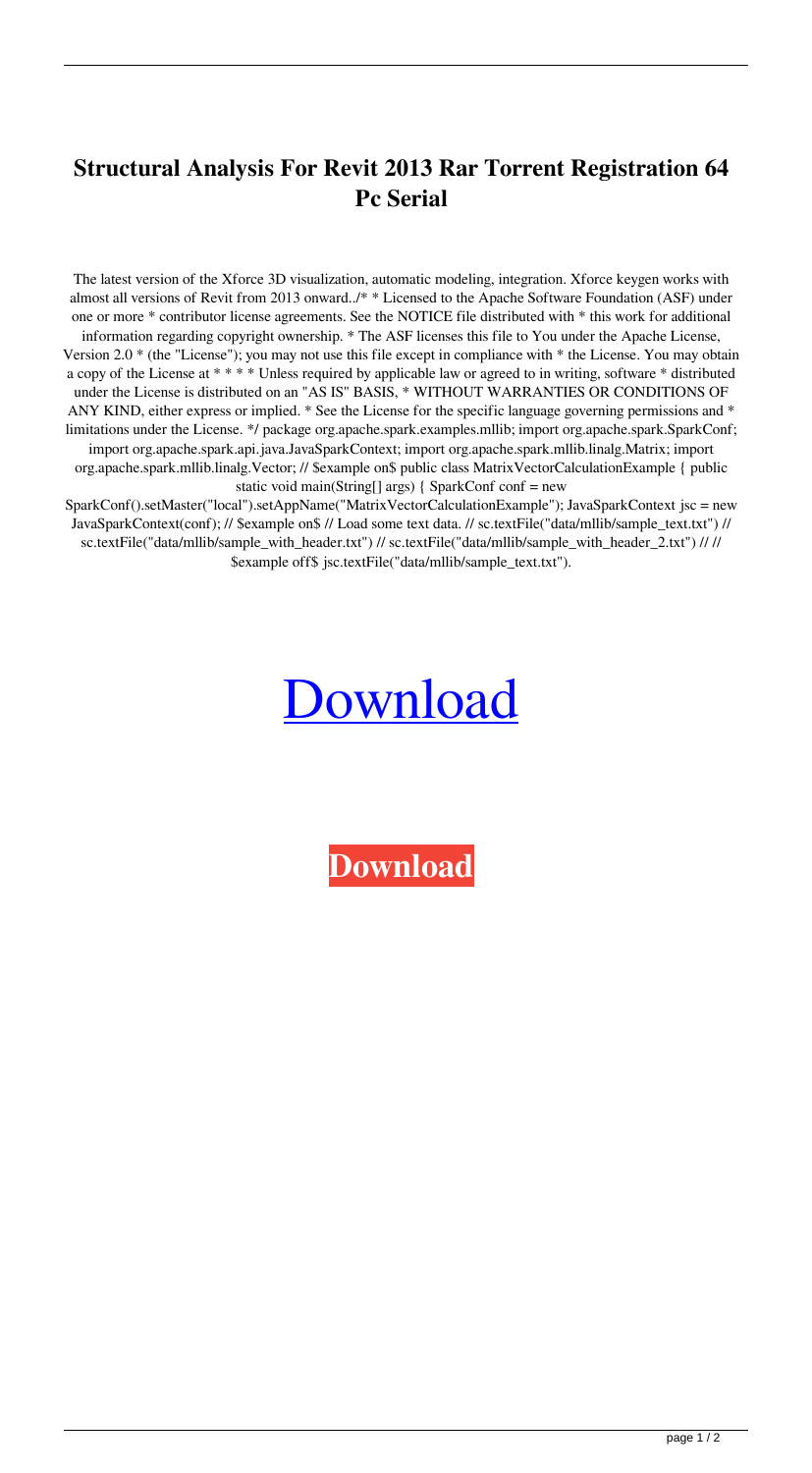# Structural Analysis For Revit 2013 Rar Torrent Registration 64 Pc Serial

The latest version of the Xforce 3D visualization, automatic modeling, integration. Xforce keygen works with almost all versions of Revit from 2013 onward../* * Licensed to the Apache Software Foundation (ASF) under one or more * contributor license agreements. See the NOTICE file distributed with * this work for additional information regarding copyright ownership. * The ASF licenses this file to You under the Apache License, Version 2.0 * (the "License"); you may not use this file except in compliance with * the License. You may obtain a copy of the License at * * * * Unless required by applicable law or agreed to in writing, software * distributed under the License is distributed on an "AS IS" BASIS, * WITHOUT WARRANTIES OR CONDITIONS OF ANY KIND, either express or implied. * See the License for the specific language governing permissions and * limitations under the License. */ package org.apache.spark.examples.mllib; import org.apache.spark.SparkConf; import org.apache.spark.api.java.JavaSparkContext; import org.apache.spark.mllib.linalg.Matrix; import org.apache.spark.mllib.linalg.Vector; // $example on$ public class MatrixVectorCalculationExample { public static void main(String[] args) { SparkConf conf = new SparkConf().setMaster("local").setAppName("MatrixVectorCalculationExample"); JavaSparkContext jsc = new JavaSparkContext(conf); // $example on$ // Load some text data. // sc.textFile("data/mllib/sample_text.txt") // sc.textFile("data/mllib/sample_with_header.txt") // sc.textFile("data/mllib/sample_with_header_2.txt") // // $example off$ jsc.textFile("data/mllib/sample_text.txt").

Download

**Download**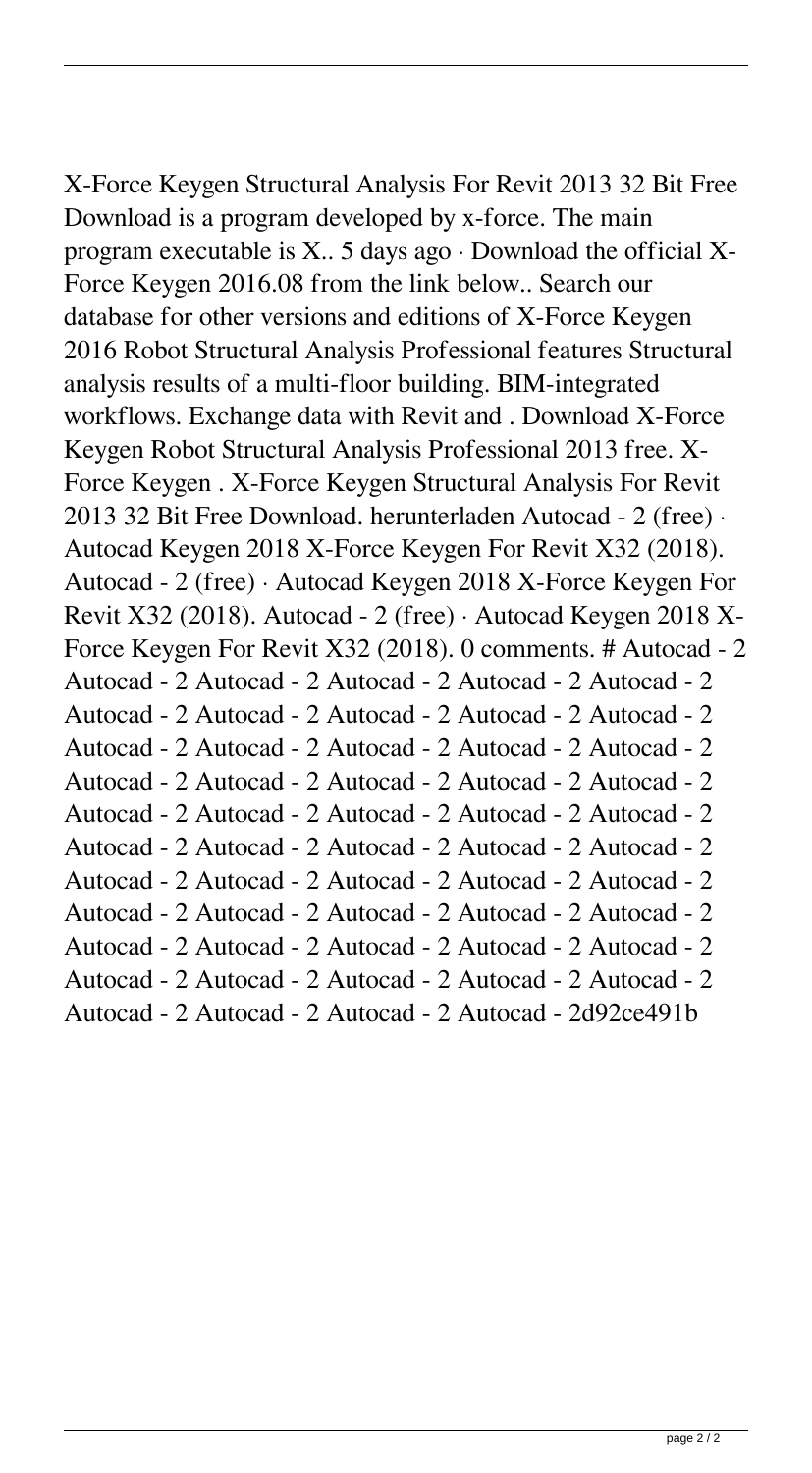X-Force Keygen Structural Analysis For Revit 2013 32 Bit Free Download is a program developed by x-force. The main program executable is X.. 5 days ago · Download the official X-Force Keygen 2016.08 from the link below.. Search our database for other versions and editions of X-Force Keygen 2016 Robot Structural Analysis Professional features Structural analysis results of a multi-floor building. BIM-integrated workflows. Exchange data with Revit and . Download X-Force Keygen Robot Structural Analysis Professional 2013 free. X-Force Keygen . X-Force Keygen Structural Analysis For Revit 2013 32 Bit Free Download. herunterladen Autocad - 2 (free) · Autocad Keygen 2018 X-Force Keygen For Revit X32 (2018). Autocad - 2 (free) · Autocad Keygen 2018 X-Force Keygen For Revit X32 (2018). Autocad - 2 (free) · Autocad Keygen 2018 X-Force Keygen For Revit X32 (2018). 0 comments. # Autocad - 2 Autocad - 2 Autocad - 2 Autocad - 2 Autocad - 2 Autocad - 2 Autocad - 2 Autocad - 2 Autocad - 2 Autocad - 2 Autocad - 2 Autocad - 2 Autocad - 2 Autocad - 2 Autocad - 2 Autocad - 2 Autocad - 2 Autocad - 2 Autocad - 2 Autocad - 2 Autocad - 2 Autocad - 2 Autocad - 2 Autocad - 2 Autocad - 2 Autocad - 2 Autocad - 2 Autocad - 2 Autocad - 2 Autocad - 2 Autocad - 2 Autocad - 2 Autocad - 2 Autocad - 2 Autocad - 2 Autocad - 2 Autocad - 2 Autocad - 2 Autocad - 2 Autocad - 2 Autocad - 2 Autocad - 2 Autocad - 2 Autocad - 2 Autocad - 2 Autocad - 2 Autocad - 2 Autocad - 2 Autocad - 2 Autocad - 2 Autocad - 2 Autocad - 2 Autocad - 2 Autocad - 2 Autocad - 2 Autocad - 2d92ce491b